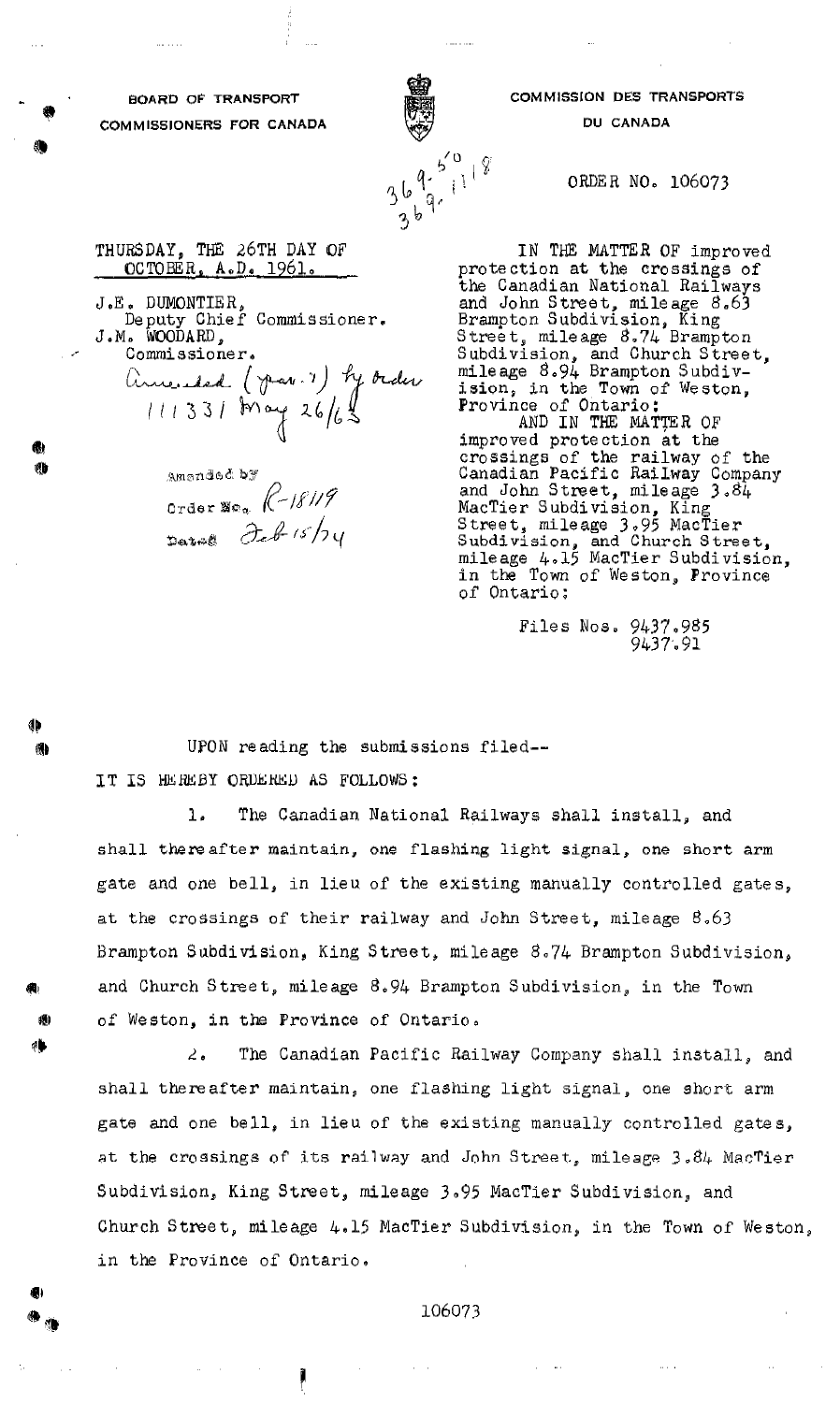**BOARD OF TRANSPORT COMMISSIONERS FOR CANADA**

**COMMISSION DES TRANSPORTS DU CANADA**

369.5/0
369.118

ORDER NO. 106073

THURSDAY, THE 26TH DAY OF OCTOBER, A.D. 1961.

J.E. DUMONTIER,
Deputy Chief Commissioner.
J.M. WOODARD,
Commissioner.

Amended (par. 1) by order 111331 May 26/62

Amended by Order No. R-18119 Dated Feb 15/74

IN THE MATTER OF improved protection at the crossings of the Canadian National Railways and John Street, mileage 8.63 Brampton Subdivision, King Street, mileage 8.74 Brampton Subdivision, and Church Street, mileage 8.94 Brampton Subdivision, in the Town of Weston, Province of Ontario:

AND IN THE MATTER OF improved protection at the crossings of the railway of the Canadian Pacific Railway Company and John Street, mileage 3.84 MacTier Subdivision, King Street, mileage 3.95 MacTier Subdivision, and Church Street, mileage 4.15 MacTier Subdivision, in the Town of Weston, Province of Ontario;

Files Nos. 9437.985
9437.91

UPON reading the submissions filed--

IT IS HEREBY ORDERED AS FOLLOWS:

1. The Canadian National Railways shall install, and shall thereafter maintain, one flashing light signal, one short arm gate and one bell, in lieu of the existing manually controlled gates, at the crossings of their railway and John Street, mileage 8.63 Brampton Subdivision, King Street, mileage 8.74 Brampton Subdivision, and Church Street, mileage 8.94 Brampton Subdivision, in the Town of Weston, in the Province of Ontario.

2. The Canadian Pacific Railway Company shall install, and shall thereafter maintain, one flashing light signal, one short arm gate and one bell, in lieu of the existing manually controlled gates, at the crossings of its railway and John Street, mileage 3.84 MacTier Subdivision, King Street, mileage 3.95 MacTier Subdivision, and Church Street, mileage 4.15 MacTier Subdivision, in the Town of Weston, in the Province of Ontario.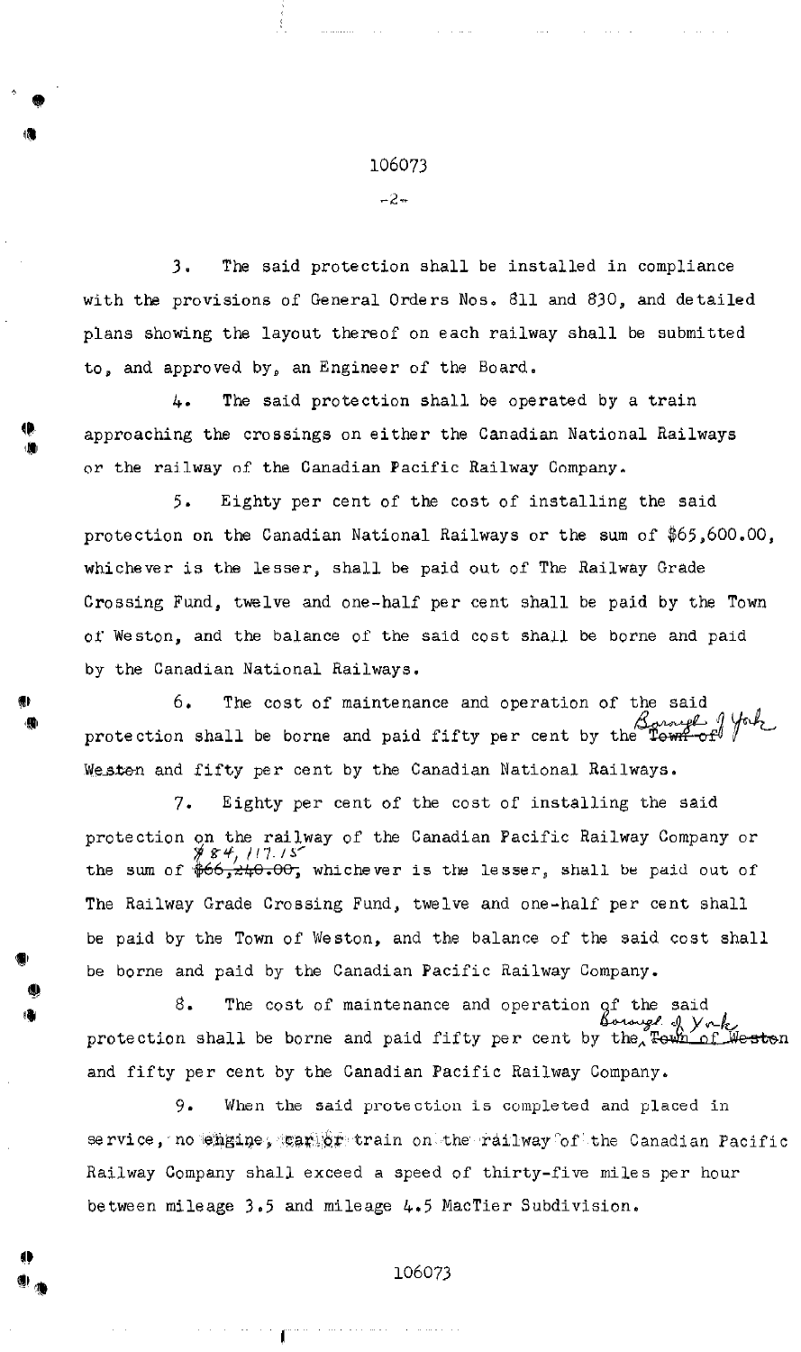3. The said protection shall be installed in compliance with the provisions of General Orders Nos. 811 and 830, and detailed plans showing the layout thereof on each railway shall be submitted to, and approved by, an Engineer of the Board.

4. The said protection shall be operated by a train approaching the crossings on either the Canadian National Railways or the railway of the Canadian Pacific Railway Company.

5. Eighty per cent of the cost of installing the said protection on the Canadian National Railways or the sum of $65,600.00, whichever is the lesser, shall be paid out of The Railway Grade Crossing Fund, twelve and one-half per cent shall be paid by the Town of Weston, and the balance of the said cost shall be borne and paid by the Canadian National Railways.

6. The cost of maintenance and operation of the said protection shall be borne and paid fifty per cent by the ~~Town of Weston~~ Borough of York and fifty per cent by the Canadian National Railways.

7. Eighty per cent of the cost of installing the said protection on the railway of the Canadian Pacific Railway Company or the sum of ~~$66,240.00~~ $84,117.15, whichever is the lesser, shall be paid out of The Railway Grade Crossing Fund, twelve and one-half per cent shall be paid by the Town of Weston, and the balance of the said cost shall be borne and paid by the Canadian Pacific Railway Company.

8. The cost of maintenance and operation of the said protection shall be borne and paid fifty per cent by the ~~Town of Weston~~ Borough of York and fifty per cent by the Canadian Pacific Railway Company.

9. When the said protection is completed and placed in service, no engine, car or train on the railway of the Canadian Pacific Railway Company shall exceed a speed of thirty-five miles per hour between mileage 3.5 and mileage 4.5 MacTier Subdivision.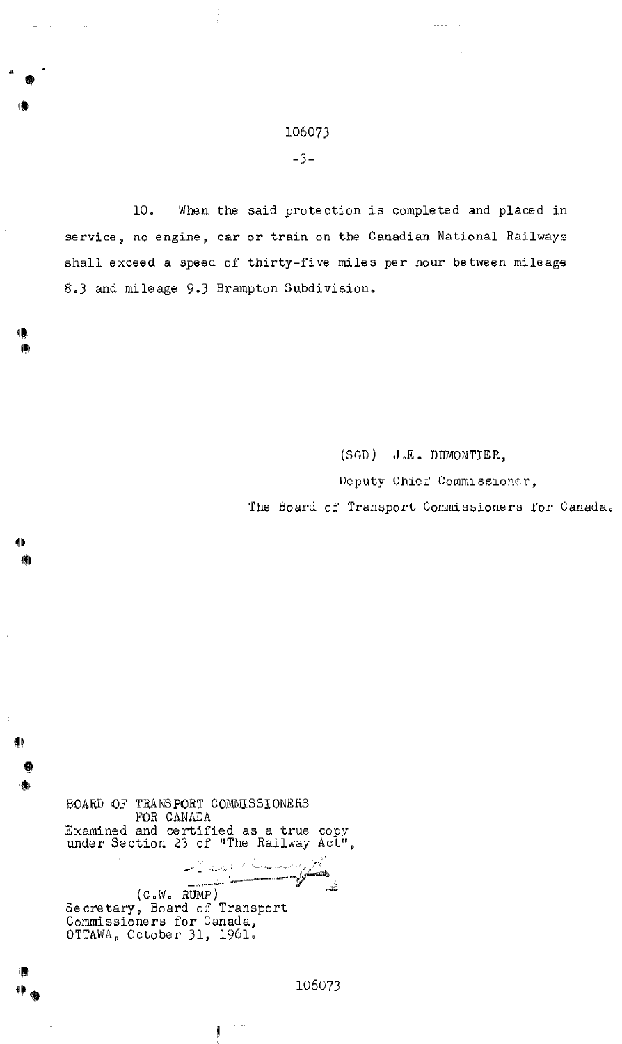106073

10. When the said protection is completed and placed in service, no engine, car or train on the Canadian National Railways shall exceed a speed of thirty-five miles per hour between mileage 8.3 and mileage 9.3 Brampton Subdivision.

(SGD) J.E. DUMONTIER,

Deputy Chief Commissioner,

The Board of Transport Commissioners for Canada.

BOARD OF TRANSPORT COMMISSIONERS
FOR CANADA
Examined and certified as a true copy under Section 23 of "The Railway Act",

(C.W. RUMP)
Secretary, Board of Transport Commissioners for Canada,
OTTAWA, October 31, 1961.

106073